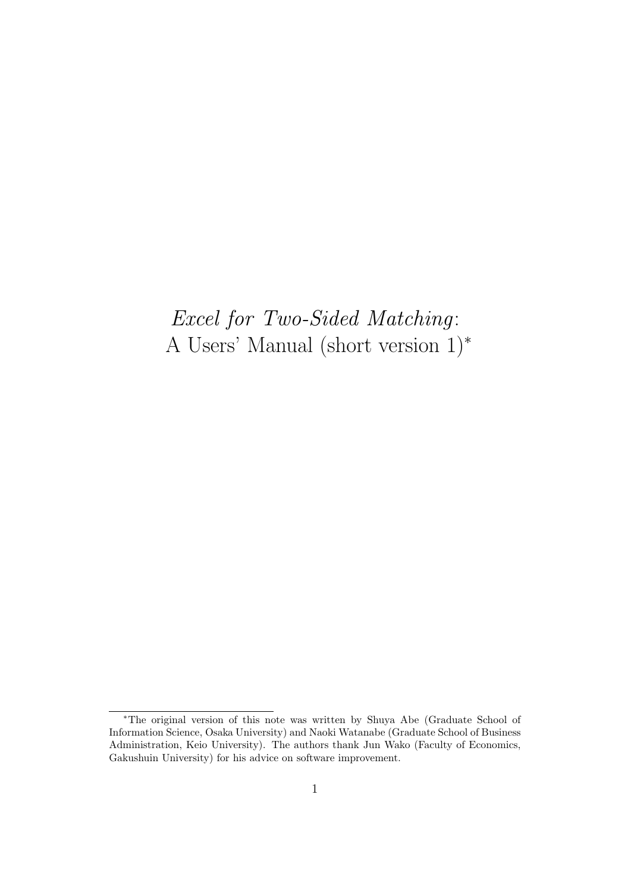# *Excel for Two-Sided Matching*: A Users' Manual (short version 1)*

---

*The original version of this note was written by Shuya Abe (Graduate School of Information Science, Osaka University) and Naoki Watanabe (Graduate School of Business Administration, Keio University). The authors thank Jun Wako (Faculty of Economics, Gakushuin University) for his advice on software improvement.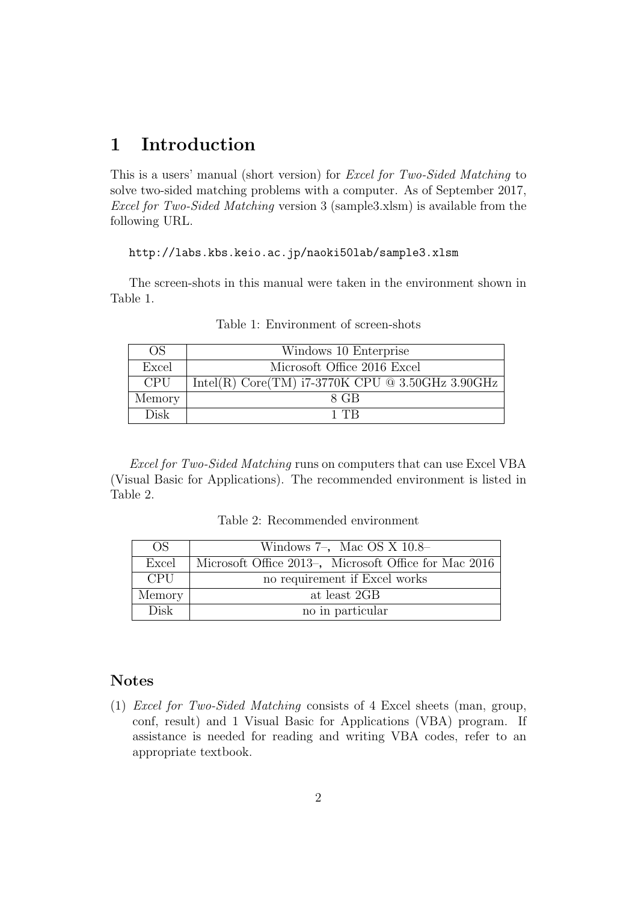# 1 Introduction

This is a users' manual (short version) for *Excel for Two-Sided Matching* to solve two-sided matching problems with a computer. As of September 2017, *Excel for Two-Sided Matching* version 3 (sample3.xlsm) is available from the following URL.

```
http://labs.kbs.keio.ac.jp/naoki50lab/sample3.xlsm
```

The screen-shots in this manual were taken in the environment shown in Table 1.

Table 1: Environment of screen-shots

| OS | Windows 10 Enterprise |
|---|---|
| Excel | Microsoft Office 2016 Excel |
| CPU | Intel(R) Core(TM) i7-3770K CPU @ 3.50GHz 3.90GHz |
| Memory | 8 GB |
| Disk | 1 TB |

*Excel for Two-Sided Matching* runs on computers that can use Excel VBA (Visual Basic for Applications). The recommended environment is listed in Table 2.

Table 2: Recommended environment

| OS | Windows 7–, Mac OS X 10.8– |
|---|---|
| Excel | Microsoft Office 2013–, Microsoft Office for Mac 2016 |
| CPU | no requirement if Excel works |
| Memory | at least 2GB |
| Disk | no in particular |

## Notes

(1) *Excel for Two-Sided Matching* consists of 4 Excel sheets (man, group, conf, result) and 1 Visual Basic for Applications (VBA) program. If assistance is needed for reading and writing VBA codes, refer to an appropriate textbook.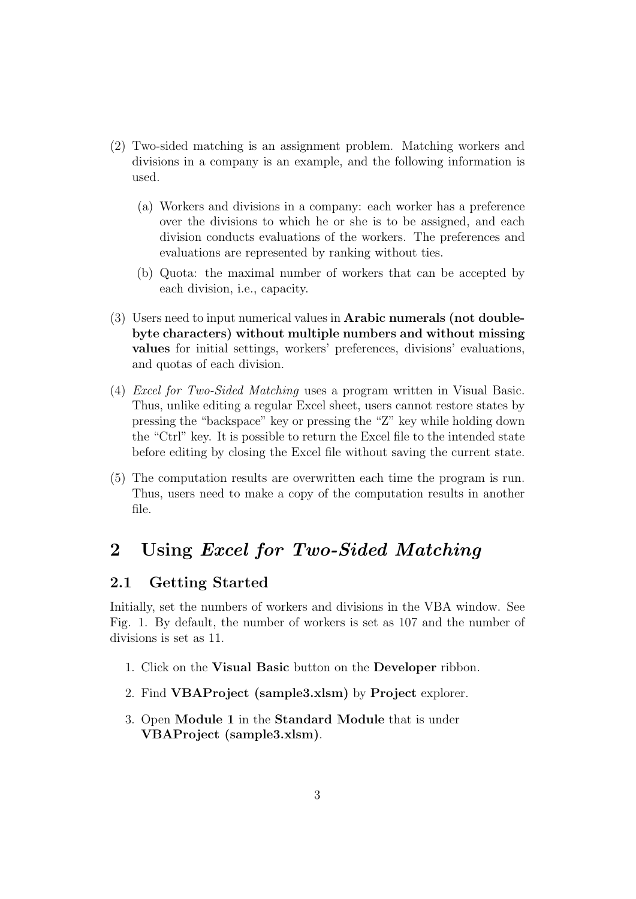(2) Two-sided matching is an assignment problem. Matching workers and divisions in a company is an example, and the following information is used.

   (a) Workers and divisions in a company: each worker has a preference over the divisions to which he or she is to be assigned, and each division conducts evaluations of the workers. The preferences and evaluations are represented by ranking without ties.

   (b) Quota: the maximal number of workers that can be accepted by each division, i.e., capacity.

(3) Users need to input numerical values in **Arabic numerals (not double-byte characters) without multiple numbers and without missing values** for initial settings, workers' preferences, divisions' evaluations, and quotas of each division.

(4) *Excel for Two-Sided Matching* uses a program written in Visual Basic. Thus, unlike editing a regular Excel sheet, users cannot restore states by pressing the "backspace" key or pressing the "Z" key while holding down the "Ctrl" key. It is possible to return the Excel file to the intended state before editing by closing the Excel file without saving the current state.

(5) The computation results are overwritten each time the program is run. Thus, users need to make a copy of the computation results in another file.

# 2 Using *Excel for Two-Sided Matching*

## 2.1 Getting Started

Initially, set the numbers of workers and divisions in the VBA window. See Fig. 1. By default, the number of workers is set as 107 and the number of divisions is set as 11.

1. Click on the **Visual Basic** button on the **Developer** ribbon.
2. Find **VBAProject (sample3.xlsm)** by **Project** explorer.
3. Open **Module 1** in the **Standard Module** that is under **VBAProject (sample3.xlsm)**.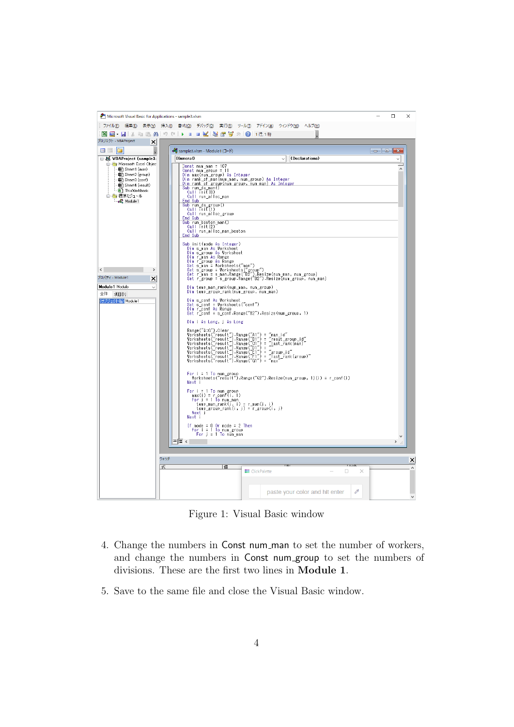Figure 1: Visual Basic window

4. Change the numbers in Const num_man to set the number of workers, and change the numbers in Const num_group to set the numbers of divisions. These are the first two lines in **Module 1**.

5. Save to the same file and close the Visual Basic window.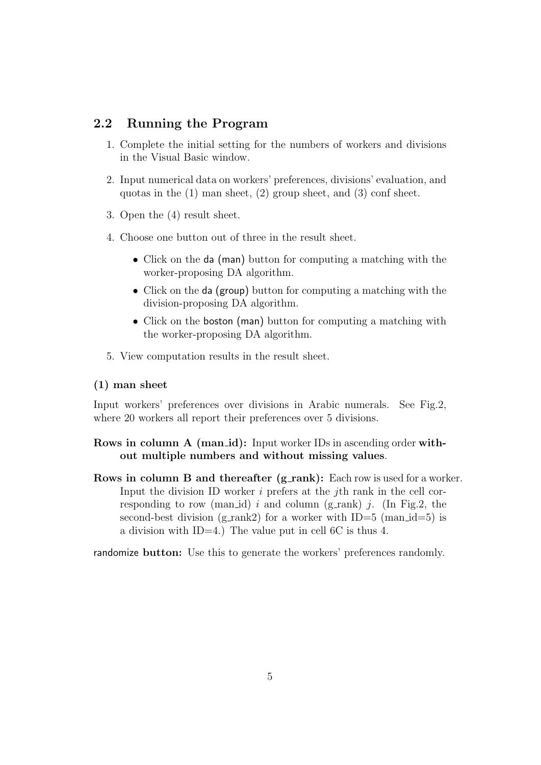## 2.2 Running the Program

1. Complete the initial setting for the numbers of workers and divisions in the Visual Basic window.
2. Input numerical data on workers' preferences, divisions' evaluation, and quotas in the (1) man sheet, (2) group sheet, and (3) conf sheet.
3. Open the (4) result sheet.
4. Choose one button out of three in the result sheet.
   - Click on the da (man) button for computing a matching with the worker-proposing DA algorithm.
   - Click on the da (group) button for computing a matching with the division-proposing DA algorithm.
   - Click on the boston (man) button for computing a matching with the worker-proposing DA algorithm.
5. View computation results in the result sheet.

### (1) man sheet

Input workers' preferences over divisions in Arabic numerals. See Fig.2, where 20 workers all report their preferences over 5 divisions.

**Rows in column A (man_id):** Input worker IDs in ascending order **without multiple numbers and without missing values**.

**Rows in column B and thereafter (g_rank):** Each row is used for a worker. Input the division ID worker $i$ prefers at the $j$th rank in the cell corresponding to row (man_id) $i$ and column (g_rank) $j$. (In Fig.2, the second-best division (g_rank2) for a worker with ID=5 (man_id=5) is a division with ID=4.) The value put in cell 6C is thus 4.

**randomize button:** Use this to generate the workers' preferences randomly.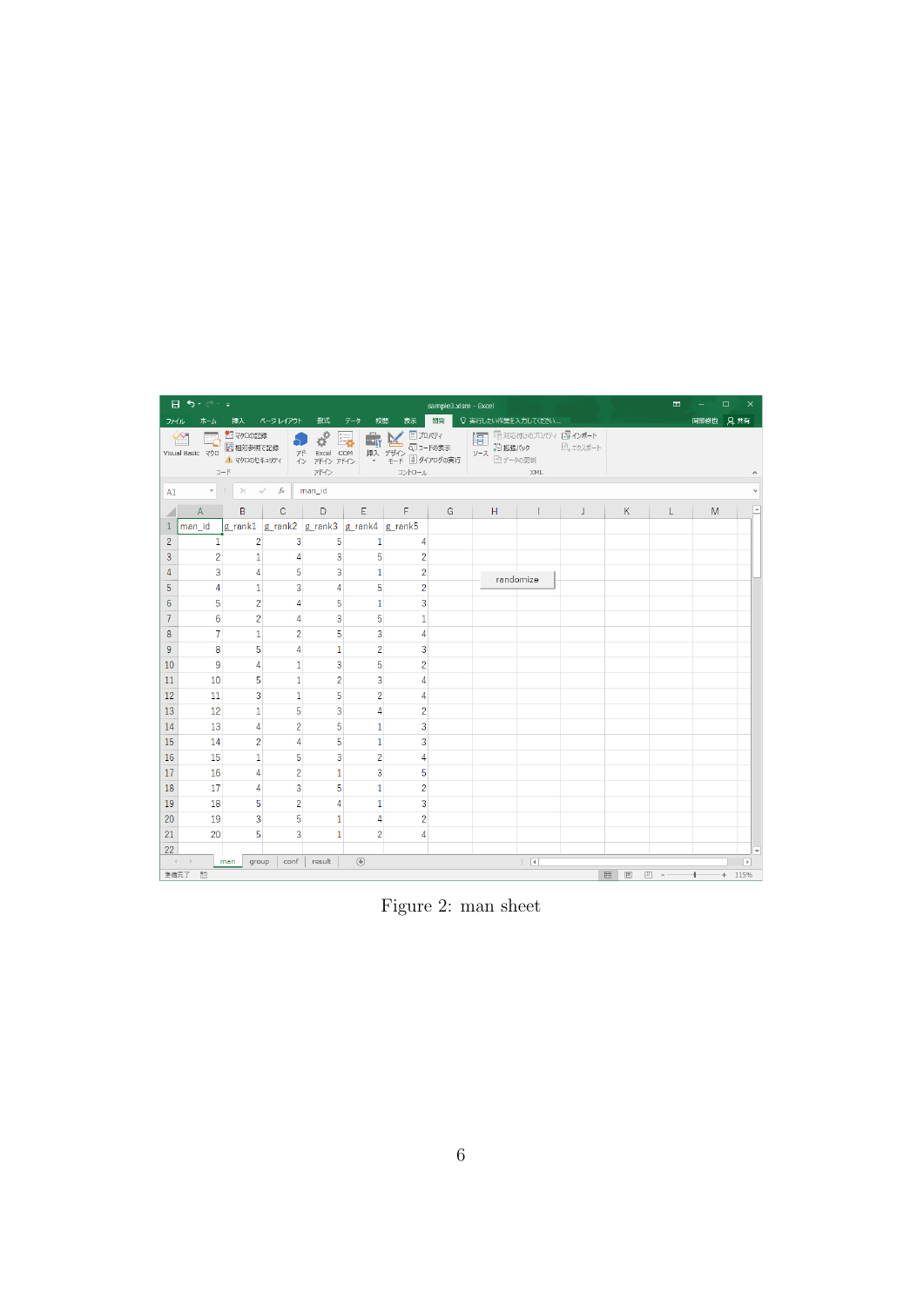| man_id | g_rank1 | g_rank2 | g_rank3 | g_rank4 | g_rank5 |
|---|---|---|---|---|---|
| 1 | 2 | 3 | 5 | 1 | 4 |
| 2 | 1 | 4 | 3 | 5 | 2 |
| 3 | 4 | 5 | 3 | 1 | 2 |
| 4 | 1 | 3 | 4 | 5 | 2 |
| 5 | 2 | 4 | 5 | 1 | 3 |
| 6 | 2 | 4 | 3 | 5 | 1 |
| 7 | 1 | 2 | 5 | 3 | 4 |
| 8 | 5 | 4 | 1 | 2 | 3 |
| 9 | 4 | 1 | 3 | 5 | 2 |
| 10 | 5 | 1 | 2 | 3 | 4 |
| 11 | 3 | 1 | 5 | 2 | 4 |
| 12 | 1 | 5 | 3 | 4 | 2 |
| 13 | 4 | 2 | 5 | 1 | 3 |
| 14 | 2 | 4 | 5 | 1 | 3 |
| 15 | 1 | 5 | 3 | 2 | 4 |
| 16 | 4 | 2 | 1 | 3 | 5 |
| 17 | 4 | 3 | 5 | 1 | 2 |
| 18 | 5 | 2 | 4 | 1 | 3 |
| 19 | 3 | 5 | 1 | 4 | 2 |
| 20 | 5 | 3 | 1 | 2 | 4 |

randomize

Figure 2: man sheet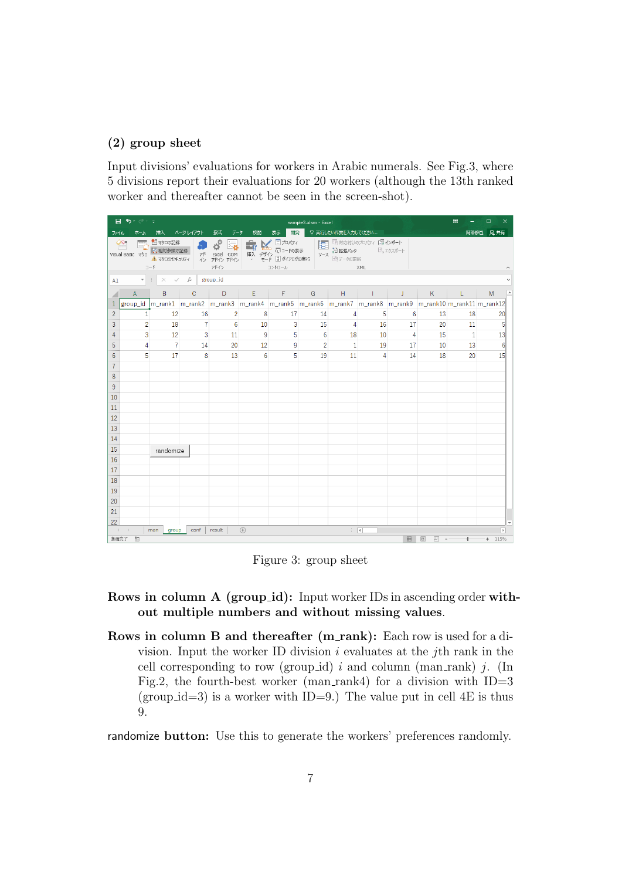## (2) group sheet

Input divisions' evaluations for workers in Arabic numerals. See Fig.3, where 5 divisions report their evaluations for 20 workers (although the 13th ranked worker and thereafter cannot be seen in the screen-shot).

| group_id | m_rank1 | m_rank2 | m_rank3 | m_rank4 | m_rank5 | m_rank6 | m_rank7 | m_rank8 | m_rank9 | m_rank10 | m_rank11 | m_rank12 |
|---|---|---|---|---|---|---|---|---|---|---|---|---|
| 1 | 12 | 16 | 2 | 8 | 17 | 14 | 4 | 5 | 6 | 13 | 18 | 20 |
| 2 | 18 | 7 | 6 | 10 | 3 | 15 | 4 | 16 | 17 | 20 | 11 | 5 |
| 3 | 12 | 3 | 11 | 9 | 5 | 6 | 18 | 10 | 4 | 15 | 1 | 13 |
| 4 | 7 | 14 | 20 | 12 | 9 | 2 | 1 | 19 | 17 | 10 | 13 | 6 |
| 5 | 17 | 8 | 13 | 6 | 5 | 19 | 11 | 4 | 14 | 18 | 20 | 15 |

Figure 3: group sheet

**Rows in column A (group_id):** Input worker IDs in ascending order **without multiple numbers and without missing values**.

**Rows in column B and thereafter (m_rank):** Each row is used for a division. Input the worker ID division $i$ evaluates at the $j$th rank in the cell corresponding to row (group_id) $i$ and column (man_rank) $j$. (In Fig.2, the fourth-best worker (man_rank4) for a division with ID=3 (group_id=3) is a worker with ID=9.) The value put in cell 4E is thus 9.

**randomize button:** Use this to generate the workers' preferences randomly.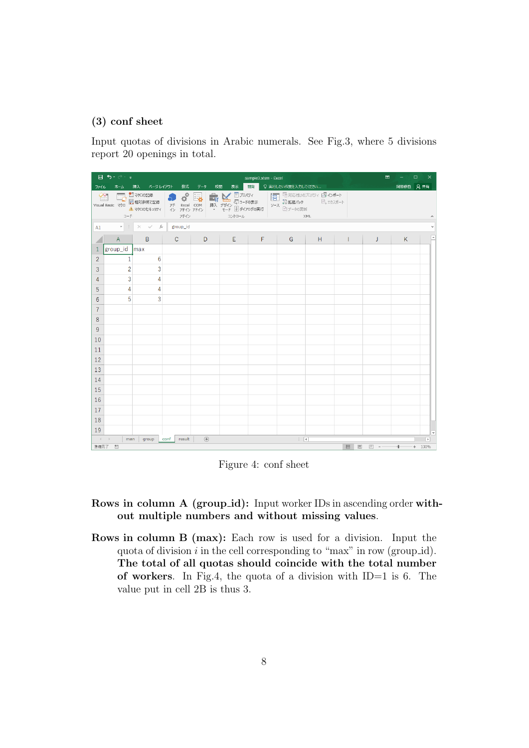### (3) conf sheet

Input quotas of divisions in Arabic numerals. See Fig.3, where 5 divisions report 20 openings in total.

Figure 4: conf sheet

**Rows in column A (group_id):** Input worker IDs in ascending order **without multiple numbers and without missing values**.

**Rows in column B (max):** Each row is used for a division. Input the quota of division $i$ in the cell corresponding to "max" in row (group_id). **The total of all quotas should coincide with the total number of workers**. In Fig.4, the quota of a division with ID=1 is 6. The value put in cell 2B is thus 3.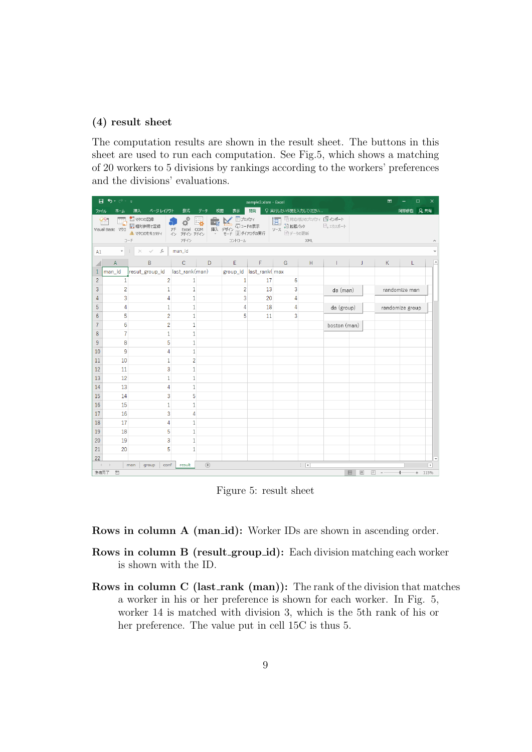### (4) result sheet

The computation results are shown in the result sheet. The buttons in this sheet are used to run each computation. See Fig.5, which shows a matching of 20 workers to 5 divisions by rankings according to the workers' preferences and the divisions' evaluations.

| man_id | resut_group_id | last_rank(man) | | group_id | last_rank(max |
|---|---|---|---|---|---|
| 1 | 2 | 1 | | 1 | 17 | 6 |
| 2 | 1 | 1 | | 2 | 13 | 3 |
| 3 | 4 | 1 | | 3 | 20 | 4 |
| 4 | 1 | 1 | | 4 | 18 | 4 |
| 5 | 2 | 1 | | 5 | 11 | 3 |
| 6 | 2 | 1 | | | | |
| 7 | 1 | 1 | | | | |
| 8 | 5 | 1 | | | | |
| 9 | 4 | 1 | | | | |
| 10 | 1 | 2 | | | | |
| 11 | 3 | 1 | | | | |
| 12 | 1 | 1 | | | | |
| 13 | 4 | 1 | | | | |
| 14 | 3 | 5 | | | | |
| 15 | 1 | 1 | | | | |
| 16 | 3 | 4 | | | | |
| 17 | 4 | 1 | | | | |
| 18 | 5 | 1 | | | | |
| 19 | 3 | 1 | | | | |
| 20 | 5 | 1 | | | | |

Figure 5: result sheet

**Rows in column A (man_id):** Worker IDs are shown in ascending order.

**Rows in column B (result_group_id):** Each division matching each worker is shown with the ID.

**Rows in column C (last_rank (man)):** The rank of the division that matches a worker in his or her preference is shown for each worker. In Fig. 5, worker 14 is matched with division 3, which is the 5th rank of his or her preference. The value put in cell 15C is thus 5.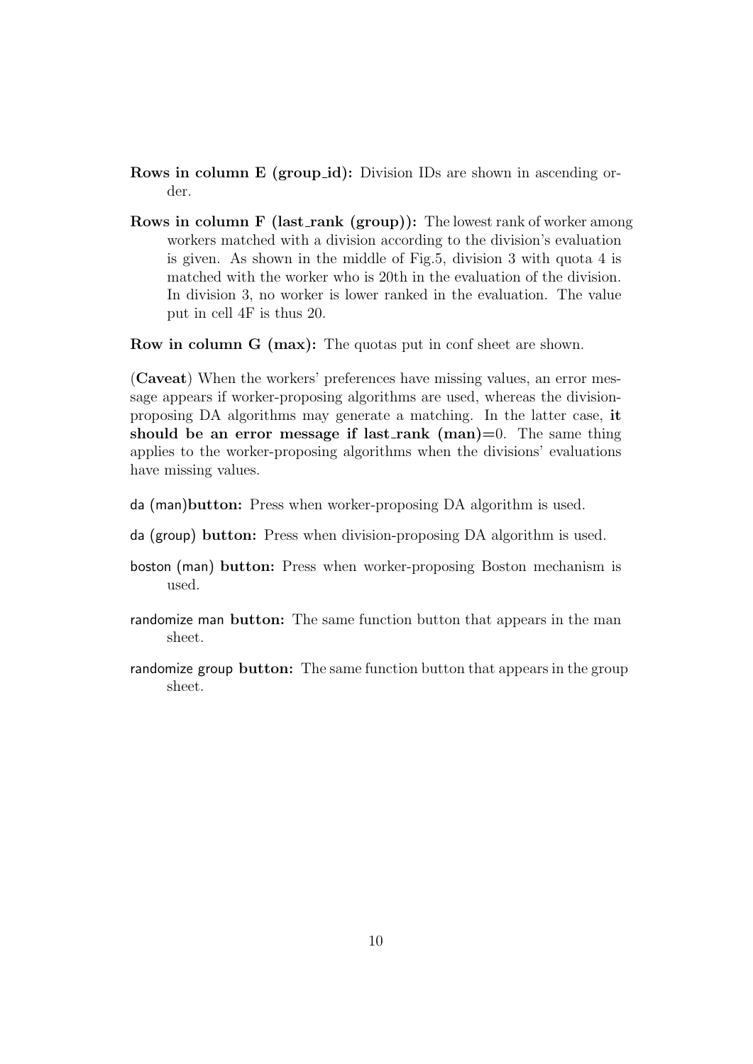**Rows in column E (group_id):** Division IDs are shown in ascending order.

**Rows in column F (last_rank (group)):** The lowest rank of worker among workers matched with a division according to the division's evaluation is given. As shown in the middle of Fig.5, division 3 with quota 4 is matched with the worker who is 20th in the evaluation of the division. In division 3, no worker is lower ranked in the evaluation. The value put in cell 4F is thus 20.

**Row in column G (max):** The quotas put in conf sheet are shown.

(**Caveat**) When the workers' preferences have missing values, an error message appears if worker-proposing algorithms are used, whereas the division-proposing DA algorithms may generate a matching. In the latter case, **it should be an error message if last_rank (man)=0**. The same thing applies to the worker-proposing algorithms when the divisions' evaluations have missing values.

da (man)**button:** Press when worker-proposing DA algorithm is used.

da (group) **button:** Press when division-proposing DA algorithm is used.

boston (man) **button:** Press when worker-proposing Boston mechanism is used.

randomize man **button:** The same function button that appears in the man sheet.

randomize group **button:** The same function button that appears in the group sheet.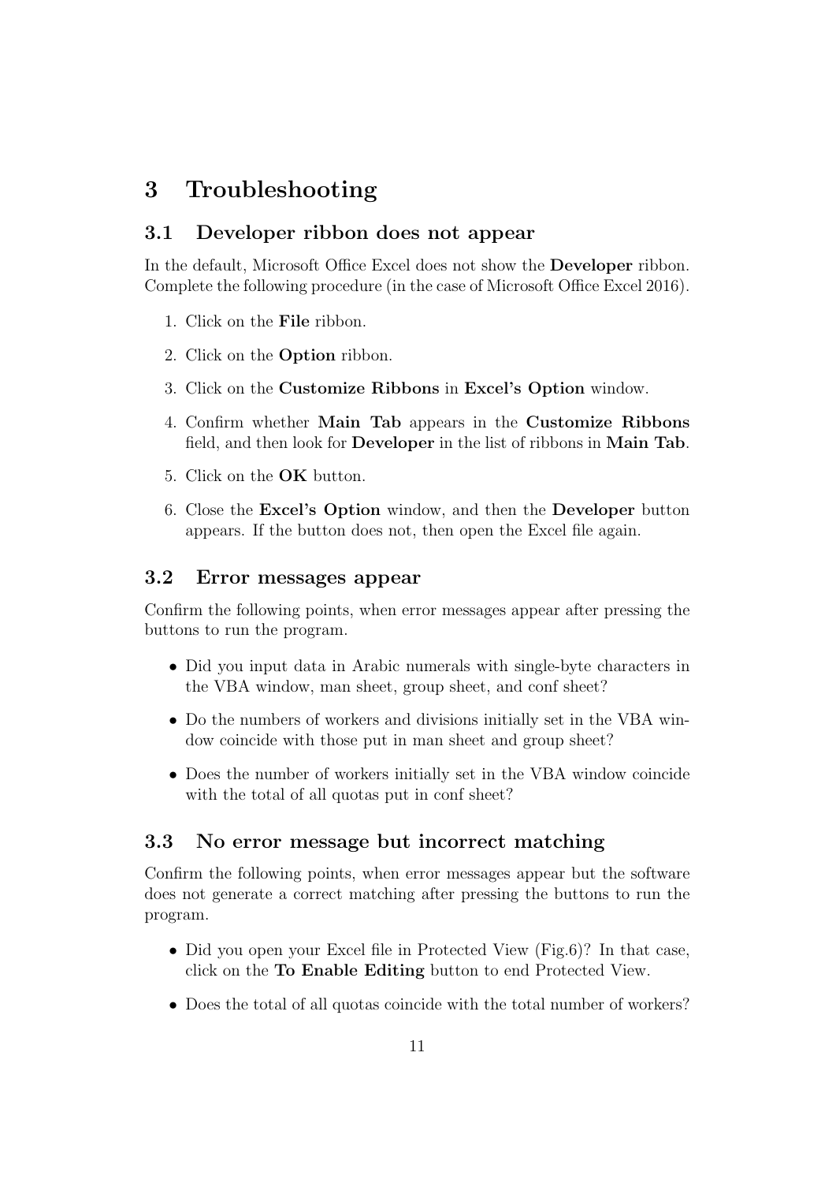# 3 Troubleshooting

## 3.1 Developer ribbon does not appear

In the default, Microsoft Office Excel does not show the **Developer** ribbon. Complete the following procedure (in the case of Microsoft Office Excel 2016).

1. Click on the **File** ribbon.
2. Click on the **Option** ribbon.
3. Click on the **Customize Ribbons** in **Excel's Option** window.
4. Confirm whether **Main Tab** appears in the **Customize Ribbons** field, and then look for **Developer** in the list of ribbons in **Main Tab**.
5. Click on the **OK** button.
6. Close the **Excel's Option** window, and then the **Developer** button appears. If the button does not, then open the Excel file again.

## 3.2 Error messages appear

Confirm the following points, when error messages appear after pressing the buttons to run the program.

- Did you input data in Arabic numerals with single-byte characters in the VBA window, man sheet, group sheet, and conf sheet?
- Do the numbers of workers and divisions initially set in the VBA window coincide with those put in man sheet and group sheet?
- Does the number of workers initially set in the VBA window coincide with the total of all quotas put in conf sheet?

## 3.3 No error message but incorrect matching

Confirm the following points, when error messages appear but the software does not generate a correct matching after pressing the buttons to run the program.

- Did you open your Excel file in Protected View (Fig.6)? In that case, click on the **To Enable Editing** button to end Protected View.
- Does the total of all quotas coincide with the total number of workers?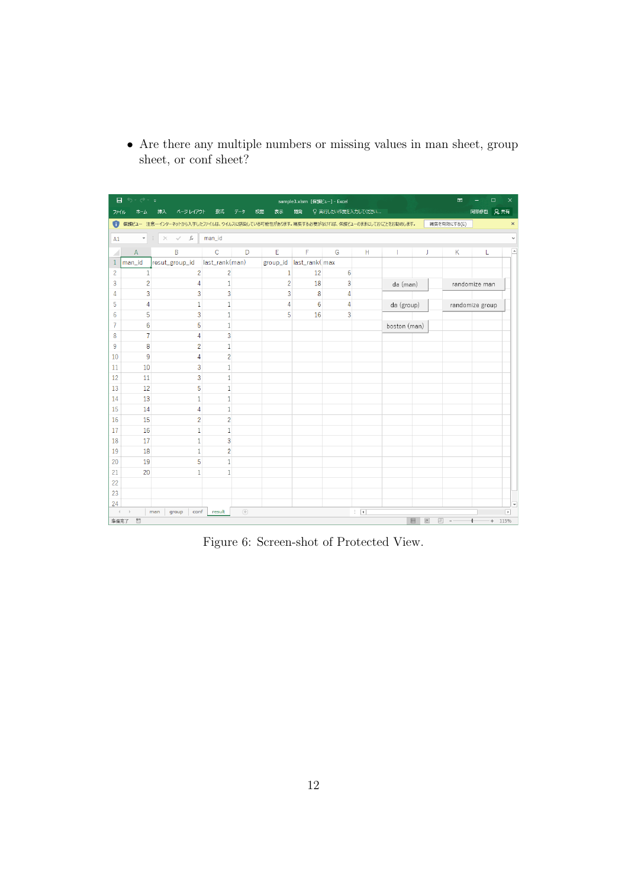- Are there any multiple numbers or missing values in man sheet, group sheet, or conf sheet?

Figure 6: Screen-shot of Protected View.